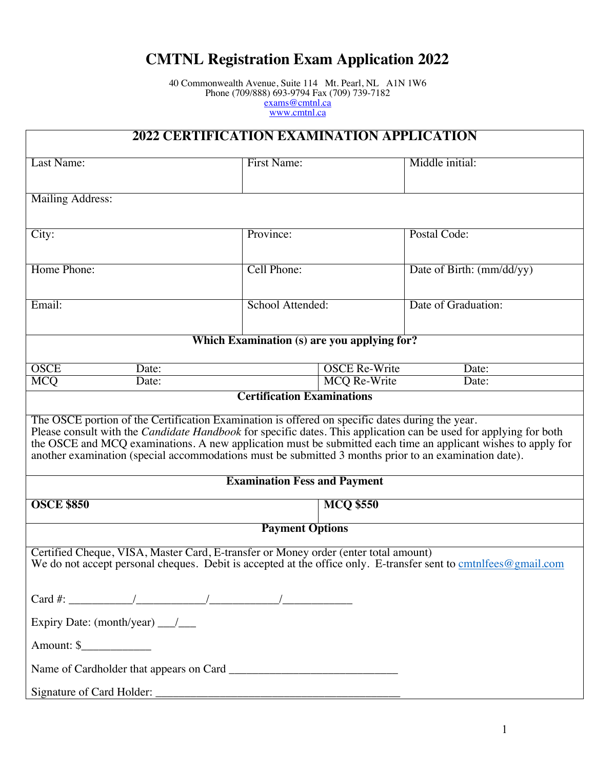# CMTNL Registration Exam Application 2022

40 Commonwealth Avenue, Suite 114 Mt. Pearl, NL A1N 1W6
Phone (709/888) 693-9794 Fax (709) 739-7182
exams@cmtnl.ca
www.cmtnl.ca

## 2022 CERTIFICATION EXAMINATION APPLICATION

| Last Name: | First Name: | Middle initial: |
|---|---|---|
| Mailing Address: | | |
| City: | Province: | Postal Code: |
| Home Phone: | Cell Phone: | Date of Birth: (mm/dd/yy) |
| Email: | School Attended: | Date of Graduation: |

**Which Examination (s) are you applying for?**

| Exam | Date | Exam | Date |
|---|---|---|---|
| OSCE | Date: | OSCE Re-Write | Date: |
| MCQ | Date: | MCQ Re-Write | Date: |

**Certification Examinations**

The OSCE portion of the Certification Examination is offered on specific dates during the year. Please consult with the *Candidate Handbook* for specific dates. This application can be used for applying for both the OSCE and MCQ examinations. A new application must be submitted each time an applicant wishes to apply for another examination (special accommodations must be submitted 3 months prior to an examination date).

**Examination Fess and Payment**

| **OSCE $850** | **MCQ $550** |
|---|---|

**Payment Options**

Certified Cheque, VISA, Master Card, E-transfer or Money order (enter total amount)
We do not accept personal cheques. Debit is accepted at the office only. E-transfer sent to cmtnlfees@gmail.com

Card #: ___________/____________/____________/____________

Expiry Date: (month/year) ___/___

Amount: $____________

Name of Cardholder that appears on Card _____________________________

Signature of Card Holder: __________________________________________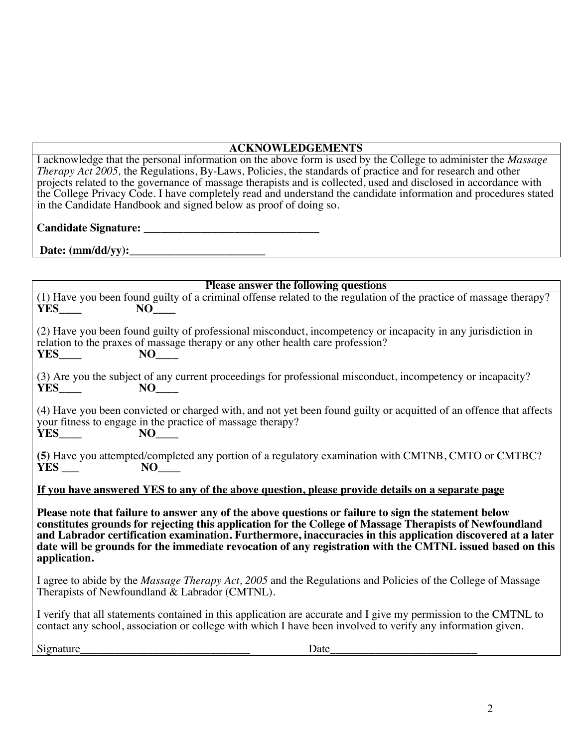## ACKNOWLEDGEMENTS

I acknowledge that the personal information on the above form is used by the College to administer the *Massage Therapy Act 2005,* the Regulations, By-Laws, Policies, the standards of practice and for research and other projects related to the governance of massage therapists and is collected, used and disclosed in accordance with the College Privacy Code. I have completely read and understand the candidate information and procedures stated in the Candidate Handbook and signed below as proof of doing so.

**Candidate Signature: _______________________________**

**Date: (mm/dd/yy):________________________**

## Please answer the following questions

(1) Have you been found guilty of a criminal offense related to the regulation of the practice of massage therapy?
**YES____ NO____**

(2) Have you been found guilty of professional misconduct, incompetency or incapacity in any jurisdiction in relation to the praxes of massage therapy or any other health care profession?
**YES____ NO____**

(3) Are you the subject of any current proceedings for professional misconduct, incompetency or incapacity?
**YES____ NO____**

(4) Have you been convicted or charged with, and not yet been found guilty or acquitted of an offence that affects your fitness to engage in the practice of massage therapy?
**YES____ NO____**

**(5)** Have you attempted/completed any portion of a regulatory examination with CMTNB, CMTO or CMTBC?
**YES ___ NO____**

**<u>If you have answered YES to any of the above question, please provide details on a separate page</u>**

**Please note that failure to answer any of the above questions or failure to sign the statement below constitutes grounds for rejecting this application for the College of Massage Therapists of Newfoundland and Labrador certification examination. Furthermore, inaccuracies in this application discovered at a later date will be grounds for the immediate revocation of any registration with the CMTNL issued based on this application.**

I agree to abide by the *Massage Therapy Act, 2005* and the Regulations and Policies of the College of Massage Therapists of Newfoundland & Labrador (CMTNL).

I verify that all statements contained in this application are accurate and I give my permission to the CMTNL to contact any school, association or college with which I have been involved to verify any information given.

Signature______________________________ Date__________________________